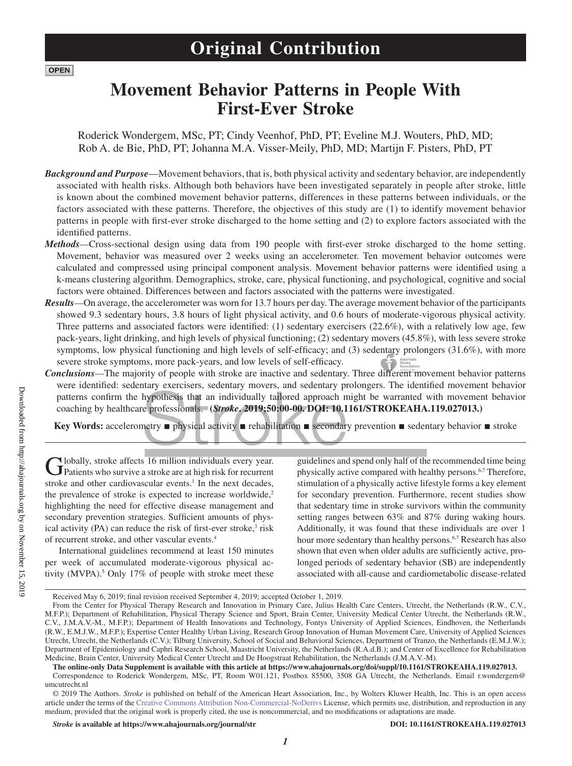# Original Contribution

**OPEN**

# Movement Behavior Patterns in People With First-Ever Stroke

Roderick Wondergem, MSc, PT; Cindy Veenhof, PhD, PT; Eveline M.J. Wouters, PhD, MD; Rob A. de Bie, PhD, PT; Johanna M.A. Visser-Meily, PhD, MD; Martijn F. Pisters, PhD, PT

***Background and Purpose***—Movement behaviors, that is, both physical activity and sedentary behavior, are independently associated with health risks. Although both behaviors have been investigated separately in people after stroke, little is known about the combined movement behavior patterns, differences in these patterns between individuals, or the factors associated with these patterns. Therefore, the objectives of this study are (1) to identify movement behavior patterns in people with first-ever stroke discharged to the home setting and (2) to explore factors associated with the identified patterns.

***Methods***—Cross-sectional design using data from 190 people with first-ever stroke discharged to the home setting. Movement, behavior was measured over 2 weeks using an accelerometer. Ten movement behavior outcomes were calculated and compressed using principal component analysis. Movement behavior patterns were identified using a k-means clustering algorithm. Demographics, stroke, care, physical functioning, and psychological, cognitive and social factors were obtained. Differences between and factors associated with the patterns were investigated.

***Results***—On average, the accelerometer was worn for 13.7 hours per day. The average movement behavior of the participants showed 9.3 sedentary hours, 3.8 hours of light physical activity, and 0.6 hours of moderate-vigorous physical activity. Three patterns and associated factors were identified: (1) sedentary exercisers (22.6%), with a relatively low age, few pack-years, light drinking, and high levels of physical functioning; (2) sedentary movers (45.8%), with less severe stroke symptoms, low physical functioning and high levels of self-efficacy; and (3) sedentary prolongers (31.6%), with more severe stroke symptoms, more pack-years, and low levels of self-efficacy.

***Conclusions***—The majority of people with stroke are inactive and sedentary. Three different movement behavior patterns were identified: sedentary exercisers, sedentary movers, and sedentary prolongers. The identified movement behavior patterns confirm the hypothesis that an individually tailored approach might be warranted with movement behavior coaching by healthcare professionals. **(*Stroke*. 2019;50:00-00. DOI: 10.1161/STROKEAHA.119.027013.)**

**Key Words:** accelerometry ■ physical activity ■ rehabilitation ■ secondary prevention ■ sedentary behavior ■ stroke

Globally, stroke affects 16 million individuals every year. Patients who survive a stroke are at high risk for recurrent stroke and other cardiovascular events.[1] In the next decades, the prevalence of stroke is expected to increase worldwide,[2] highlighting the need for effective disease management and secondary prevention strategies. Sufficient amounts of physical activity (PA) can reduce the risk of first-ever stroke,[3] risk of recurrent stroke, and other vascular events.[4]

International guidelines recommend at least 150 minutes per week of accumulated moderate-vigorous physical activity (MVPA).[5] Only 17% of people with stroke meet these guidelines and spend only half of the recommended time being physically active compared with healthy persons.[6,7] Therefore, stimulation of a physically active lifestyle forms a key element for secondary prevention. Furthermore, recent studies show that sedentary time in stroke survivors within the community setting ranges between 63% and 87% during waking hours. Additionally, it was found that these individuals are over 1 hour more sedentary than healthy persons.[6,7] Research has also shown that even when older adults are sufficiently active, prolonged periods of sedentary behavior (SB) are independently associated with all-cause and cardiometabolic disease-related

---

Received May 6, 2019; final revision received September 4, 2019; accepted October 1, 2019.

From the Center for Physical Therapy Research and Innovation in Primary Care, Julius Health Care Centers, Utrecht, the Netherlands (R.W., C.V., M.F.P.); Department of Rehabilitation, Physical Therapy Science and Sport, Brain Center, University Medical Center Utrecht, the Netherlands (R.W., C.V., J.M.A.V.-M., M.F.P.); Department of Health Innovations and Technology, Fontys University of Applied Sciences, Eindhoven, the Netherlands (R.W., E.M.J.W., M.F.P.); Expertise Center Healthy Urban Living, Research Group Innovation of Human Movement Care, University of Applied Sciences Utrecht, Utrecht, the Netherlands (C.V.); Tilburg University, School of Social and Behavioral Sciences, Department of Tranzo, the Netherlands (E.M.J.W.); Department of Epidemiology and Caphri Research School, Maastricht University, the Netherlands (R.A.d.B.); and Center of Excellence for Rehabilitation Medicine, Brain Center, University Medical Center Utrecht and De Hoogstraat Rehabilitation, the Netherlands (J.M.A.V.-M).

**The online-only Data Supplement is available with this article at https://www.ahajournals.org/doi/suppl/10.1161/STROKEAHA.119.027013.**

Correspondence to Roderick Wondergem, MSc, PT, Room W01.121, Postbox 85500, 3508 GA Utrecht, the Netherlands. Email r.wondergem@umcutrecht.nl

© 2019 The Authors. *Stroke* is published on behalf of the American Heart Association, Inc., by Wolters Kluwer Health, Inc. This is an open access article under the terms of the Creative Commons Attribution Non-Commercial-NoDerivs License, which permits use, distribution, and reproduction in any medium, provided that the original work is properly cited, the use is noncommercial, and no modifications or adaptations are made.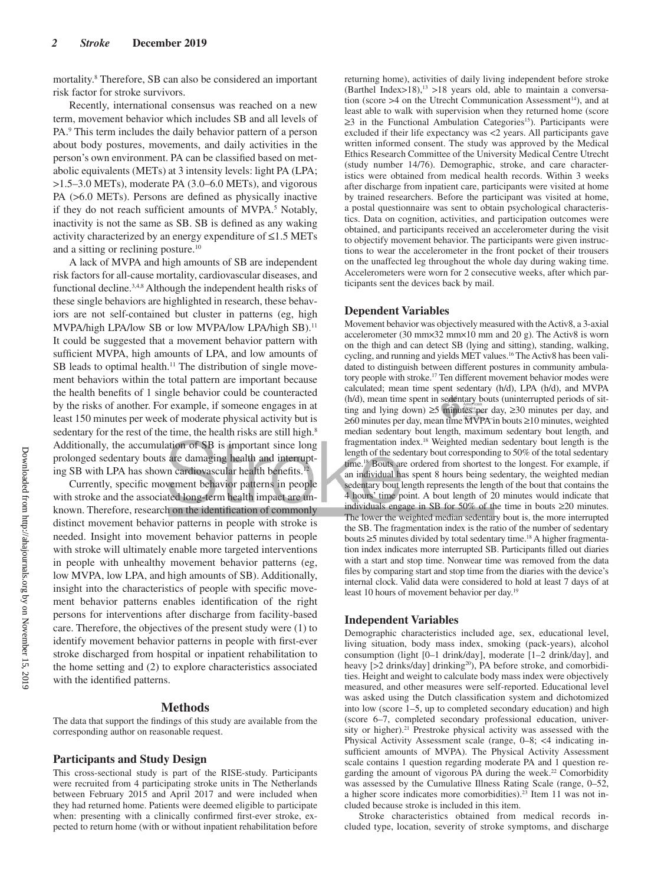mortality.[8] Therefore, SB can also be considered an important risk factor for stroke survivors.

Recently, international consensus was reached on a new term, movement behavior which includes SB and all levels of PA.[9] This term includes the daily behavior pattern of a person about body postures, movements, and daily activities in the person's own environment. PA can be classified based on metabolic equivalents (METs) at 3 intensity levels: light PA (LPA; >1.5–3.0 METs), moderate PA (3.0–6.0 METs), and vigorous PA (>6.0 METs). Persons are defined as physically inactive if they do not reach sufficient amounts of MVPA.[5] Notably, inactivity is not the same as SB. SB is defined as any waking activity characterized by an energy expenditure of ≤1.5 METs and a sitting or reclining posture.[10]

A lack of MVPA and high amounts of SB are independent risk factors for all-cause mortality, cardiovascular diseases, and functional decline.[3,4,8] Although the independent health risks of these single behaviors are highlighted in research, these behaviors are not self-contained but cluster in patterns (eg, high MVPA/high LPA/low SB or low MVPA/low LPA/high SB).[11] It could be suggested that a movement behavior pattern with sufficient MVPA, high amounts of LPA, and low amounts of SB leads to optimal health.[11] The distribution of single movement behaviors within the total pattern are important because the health benefits of 1 single behavior could be counteracted by the risks of another. For example, if someone engages in at least 150 minutes per week of moderate physical activity but is sedentary for the rest of the time, the health risks are still high.[8] Additionally, the accumulation of SB is important since long prolonged sedentary bouts are damaging health and interrupting SB with LPA has shown cardiovascular health benefits.[12]

Currently, specific movement behavior patterns in people with stroke and the associated long-term health impact are unknown. Therefore, research on the identification of commonly distinct movement behavior patterns in people with stroke is needed. Insight into movement behavior patterns in people with stroke will ultimately enable more targeted interventions in people with unhealthy movement behavior patterns (eg, low MVPA, low LPA, and high amounts of SB). Additionally, insight into the characteristics of people with specific movement behavior patterns enables identification of the right persons for interventions after discharge from facility-based care. Therefore, the objectives of the present study were (1) to identify movement behavior patterns in people with first-ever stroke discharged from hospital or inpatient rehabilitation to the home setting and (2) to explore characteristics associated with the identified patterns.

## Methods

The data that support the findings of this study are available from the corresponding author on reasonable request.

### Participants and Study Design

This cross-sectional study is part of the RISE-study. Participants were recruited from 4 participating stroke units in The Netherlands between February 2015 and April 2017 and were included when they had returned home. Patients were deemed eligible to participate when: presenting with a clinically confirmed first-ever stroke, expected to return home (with or without inpatient rehabilitation before returning home), activities of daily living independent before stroke (Barthel Index>18),[13] >18 years old, able to maintain a conversation (score >4 on the Utrecht Communication Assessment[14]), and at least able to walk with supervision when they returned home (score ≥3 in the Functional Ambulation Categories[15]). Participants were excluded if their life expectancy was <2 years. All participants gave written informed consent. The study was approved by the Medical Ethics Research Committee of the University Medical Centre Utrecht (study number 14/76). Demographic, stroke, and care characteristics were obtained from medical health records. Within 3 weeks after discharge from inpatient care, participants were visited at home by trained researchers. Before the participant was visited at home, a postal questionnaire was sent to obtain psychological characteristics. Data on cognition, activities, and participation outcomes were obtained, and participants received an accelerometer during the visit to objectify movement behavior. The participants were given instructions to wear the accelerometer in the front pocket of their trousers on the unaffected leg throughout the whole day during waking time. Accelerometers were worn for 2 consecutive weeks, after which participants sent the devices back by mail.

### Dependent Variables

Movement behavior was objectively measured with the Activ8, a 3-axial accelerometer (30 mm×32 mm×10 mm and 20 g). The Activ8 is worn on the thigh and can detect SB (lying and sitting), standing, walking, cycling, and running and yields MET values.[16] The Activ8 has been validated to distinguish between different postures in community ambulatory people with stroke.[17] Ten different movement behavior modes were calculated; mean time spent sedentary (h/d), LPA (h/d), and MVPA (h/d), mean time spent in sedentary bouts (uninterrupted periods of sitting and lying down) ≥5 minutes per day, ≥30 minutes per day, and ≥60 minutes per day, mean time MVPA in bouts ≥10 minutes, weighted median sedentary bout length, maximum sedentary bout length, and fragmentation index.[18] Weighted median sedentary bout length is the length of the sedentary bout corresponding to 50% of the total sedentary time.[18] Bouts are ordered from shortest to the longest. For example, if an individual has spent 8 hours being sedentary, the weighted median sedentary bout length represents the length of the bout that contains the 4 hours' time point. A bout length of 20 minutes would indicate that individuals engage in SB for 50% of the time in bouts ≥20 minutes. The lower the weighted median sedentary bout is, the more interrupted the SB. The fragmentation index is the ratio of the number of sedentary bouts ≥5 minutes divided by total sedentary time.[18] A higher fragmentation index indicates more interrupted SB. Participants filled out diaries with a start and stop time. Nonwear time was removed from the data files by comparing start and stop time from the diaries with the device's internal clock. Valid data were considered to hold at least 7 days of at least 10 hours of movement behavior per day.[19]

### Independent Variables

Demographic characteristics included age, sex, educational level, living situation, body mass index, smoking (pack-years), alcohol consumption (light [0–1 drink/day], moderate [1–2 drink/day], and heavy [>2 drinks/day] drinking[20]), PA before stroke, and comorbidities. Height and weight to calculate body mass index were objectively measured, and other measures were self-reported. Educational level was asked using the Dutch classification system and dichotomized into low (score 1–5, up to completed secondary education) and high (score 6–7, completed secondary professional education, university or higher).[21] Prestroke physical activity was assessed with the Physical Activity Assessment scale (range, 0–8; <4 indicating insufficient amounts of MVPA). The Physical Activity Assessment scale contains 1 question regarding moderate PA and 1 question regarding the amount of vigorous PA during the week.[22] Comorbidity was assessed by the Cumulative Illness Rating Scale (range, 0–52, a higher score indicates more comorbidities).[23] Item 11 was not included because stroke is included in this item.

Stroke characteristics obtained from medical records included type, location, severity of stroke symptoms, and discharge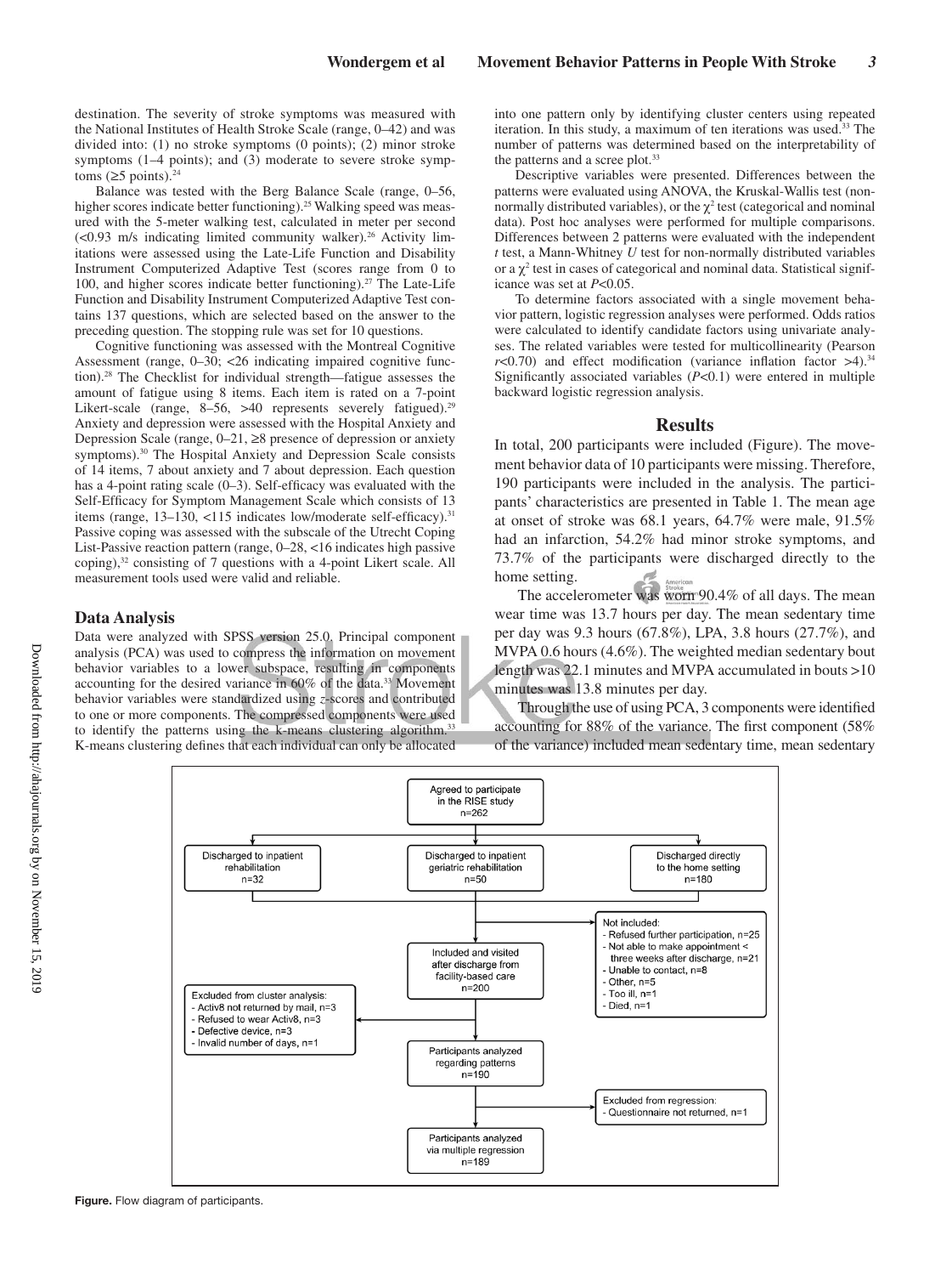destination. The severity of stroke symptoms was measured with the National Institutes of Health Stroke Scale (range, 0–42) and was divided into: (1) no stroke symptoms (0 points); (2) minor stroke symptoms (1–4 points); and (3) moderate to severe stroke symptoms (≥5 points).[24]

Balance was tested with the Berg Balance Scale (range, 0–56, higher scores indicate better functioning).[25] Walking speed was measured with the 5-meter walking test, calculated in meter per second (<0.93 m/s indicating limited community walker).[26] Activity limitations were assessed using the Late-Life Function and Disability Instrument Computerized Adaptive Test (scores range from 0 to 100, and higher scores indicate better functioning).[27] The Late-Life Function and Disability Instrument Computerized Adaptive Test contains 137 questions, which are selected based on the answer to the preceding question. The stopping rule was set for 10 questions.

Cognitive functioning was assessed with the Montreal Cognitive Assessment (range, 0–30; <26 indicating impaired cognitive function).[28] The Checklist for individual strength—fatigue assesses the amount of fatigue using 8 items. Each item is rated on a 7-point Likert-scale (range, 8–56, >40 represents severely fatigued).[29] Anxiety and depression were assessed with the Hospital Anxiety and Depression Scale (range, 0–21, ≥8 presence of depression or anxiety symptoms).[30] The Hospital Anxiety and Depression Scale consists of 14 items, 7 about anxiety and 7 about depression. Each question has a 4-point rating scale (0–3). Self-efficacy was evaluated with the Self-Efficacy for Symptom Management Scale which consists of 13 items (range, 13–130, <115 indicates low/moderate self-efficacy).[31] Passive coping was assessed with the subscale of the Utrecht Coping List-Passive reaction pattern (range, 0–28, <16 indicates high passive coping),[32] consisting of 7 questions with a 4-point Likert scale. All measurement tools used were valid and reliable.

## Data Analysis

Data were analyzed with SPSS version 25.0. Principal component analysis (PCA) was used to compress the information on movement behavior variables to a lower subspace, resulting in components accounting for the desired variance in 60% of the data.[33] Movement behavior variables were standardized using *z*-scores and contributed to one or more components. The compressed components were used to identify the patterns using the k-means clustering algorithm.[33] K-means clustering defines that each individual can only be allocated into one pattern only by identifying cluster centers using repeated iteration. In this study, a maximum of ten iterations was used.[33] The number of patterns was determined based on the interpretability of the patterns and a scree plot.[33]

Descriptive variables were presented. Differences between the patterns were evaluated using ANOVA, the Kruskal-Wallis test (non-normally distributed variables), or the $\chi^2$ test (categorical and nominal data). Post hoc analyses were performed for multiple comparisons. Differences between 2 patterns were evaluated with the independent *t* test, a Mann-Whitney *U* test for non-normally distributed variables or a $\chi^2$ test in cases of categorical and nominal data. Statistical significance was set at $P<0.05$.

To determine factors associated with a single movement behavior pattern, logistic regression analyses were performed. Odds ratios were calculated to identify candidate factors using univariate analyses. The related variables were tested for multicollinearity (Pearson $r<0.70$) and effect modification (variance inflation factor >4).[34] Significantly associated variables ($P<0.1$) were entered in multiple backward logistic regression analysis.

# Results

In total, 200 participants were included (Figure). The movement behavior data of 10 participants were missing. Therefore, 190 participants were included in the analysis. The participants' characteristics are presented in Table 1. The mean age at onset of stroke was 68.1 years, 64.7% were male, 91.5% had an infarction, 54.2% had minor stroke symptoms, and 73.7% of the participants were discharged directly to the home setting.

The accelerometer was worn 90.4% of all days. The mean wear time was 13.7 hours per day. The mean sedentary time per day was 9.3 hours (67.8%), LPA, 3.8 hours (27.7%), and MVPA 0.6 hours (4.6%). The weighted median sedentary bout length was 22.1 minutes and MVPA accumulated in bouts >10 minutes was 13.8 minutes per day.

Through the use of using PCA, 3 components were identified accounting for 88% of the variance. The first component (58% of the variance) included mean sedentary time, mean sedentary

Agreed to participate in the RISE study n=262

Discharged to inpatient rehabilitation n=32 | Discharged to inpatient geriatric rehabilitation n=50 | Discharged directly to the home setting n=180

Not included:
- Refused further participation, n=25
- Not able to make appointment < three weeks after discharge, n=21
- Unable to contact, n=8
- Other, n=5
- Too ill, n=1
- Died, n=1

Included and visited after discharge from facility-based care n=200

Excluded from cluster analysis:
- Activ8 not returned by mail, n=3
- Refused to wear Activ8, n=3
- Defective device, n=3
- Invalid number of days, n=1

Participants analyzed regarding patterns n=190

Excluded from regression:
- Questionnaire not returned, n=1

Participants analyzed via multiple regression n=189

**Figure.** Flow diagram of participants.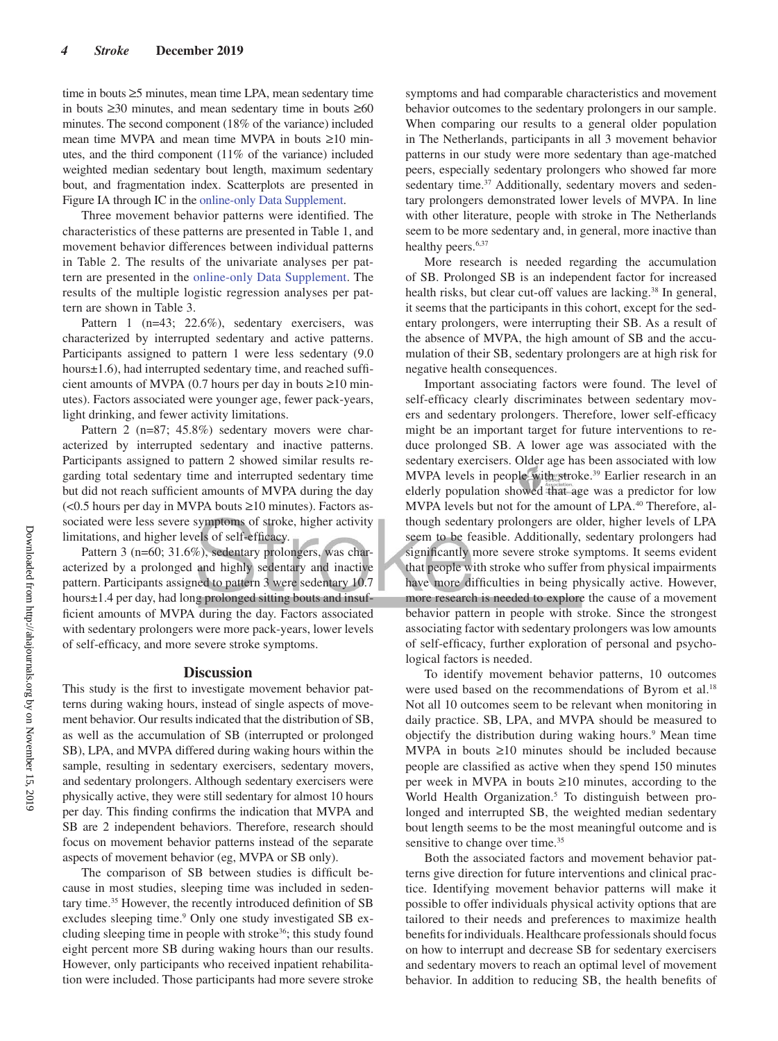time in bouts ≥5 minutes, mean time LPA, mean sedentary time in bouts ≥30 minutes, and mean sedentary time in bouts ≥60 minutes. The second component (18% of the variance) included mean time MVPA and mean time MVPA in bouts ≥10 minutes, and the third component (11% of the variance) included weighted median sedentary bout length, maximum sedentary bout, and fragmentation index. Scatterplots are presented in Figure IA through IC in the online-only Data Supplement.

Three movement behavior patterns were identified. The characteristics of these patterns are presented in Table 1, and movement behavior differences between individual patterns in Table 2. The results of the univariate analyses per pattern are presented in the online-only Data Supplement. The results of the multiple logistic regression analyses per pattern are shown in Table 3.

Pattern 1 (n=43; 22.6%), sedentary exercisers, was characterized by interrupted sedentary and active patterns. Participants assigned to pattern 1 were less sedentary (9.0 hours±1.6), had interrupted sedentary time, and reached sufficient amounts of MVPA (0.7 hours per day in bouts ≥10 minutes). Factors associated were younger age, fewer pack-years, light drinking, and fewer activity limitations.

Pattern 2 (n=87; 45.8%) sedentary movers were characterized by interrupted sedentary and inactive patterns. Participants assigned to pattern 2 showed similar results regarding total sedentary time and interrupted sedentary time but did not reach sufficient amounts of MVPA during the day (<0.5 hours per day in MVPA bouts ≥10 minutes). Factors associated were less severe symptoms of stroke, higher activity limitations, and higher levels of self-efficacy.

Pattern 3 (n=60; 31.6%), sedentary prolongers, was characterized by a prolonged and highly sedentary and inactive pattern. Participants assigned to pattern 3 were sedentary 10.7 hours±1.4 per day, had long prolonged sitting bouts and insufficient amounts of MVPA during the day. Factors associated with sedentary prolongers were more pack-years, lower levels of self-efficacy, and more severe stroke symptoms.

## Discussion

This study is the first to investigate movement behavior patterns during waking hours, instead of single aspects of movement behavior. Our results indicated that the distribution of SB, as well as the accumulation of SB (interrupted or prolonged SB), LPA, and MVPA differed during waking hours within the sample, resulting in sedentary exercisers, sedentary movers, and sedentary prolongers. Although sedentary exercisers were physically active, they were still sedentary for almost 10 hours per day. This finding confirms the indication that MVPA and SB are 2 independent behaviors. Therefore, research should focus on movement behavior patterns instead of the separate aspects of movement behavior (eg, MVPA or SB only).

The comparison of SB between studies is difficult because in most studies, sleeping time was included in sedentary time.[35] However, the recently introduced definition of SB excludes sleeping time.[9] Only one study investigated SB excluding sleeping time in people with stroke[36]; this study found eight percent more SB during waking hours than our results. However, only participants who received inpatient rehabilitation were included. Those participants had more severe stroke symptoms and had comparable characteristics and movement behavior outcomes to the sedentary prolongers in our sample. When comparing our results to a general older population in The Netherlands, participants in all 3 movement behavior patterns in our study were more sedentary than age-matched peers, especially sedentary prolongers who showed far more sedentary time.[37] Additionally, sedentary movers and sedentary prolongers demonstrated lower levels of MVPA. In line with other literature, people with stroke in The Netherlands seem to be more sedentary and, in general, more inactive than healthy peers.[6,37]

More research is needed regarding the accumulation of SB. Prolonged SB is an independent factor for increased health risks, but clear cut-off values are lacking.[38] In general, it seems that the participants in this cohort, except for the sedentary prolongers, were interrupting their SB. As a result of the absence of MVPA, the high amount of SB and the accumulation of their SB, sedentary prolongers are at high risk for negative health consequences.

Important associating factors were found. The level of self-efficacy clearly discriminates between sedentary movers and sedentary prolongers. Therefore, lower self-efficacy might be an important target for future interventions to reduce prolonged SB. A lower age was associated with the sedentary exercisers. Older age has been associated with low MVPA levels in people with stroke.[39] Earlier research in an elderly population showed that age was a predictor for low MVPA levels but not for the amount of LPA.[40] Therefore, although sedentary prolongers are older, higher levels of LPA seem to be feasible. Additionally, sedentary prolongers had significantly more severe stroke symptoms. It seems evident that people with stroke who suffer from physical impairments have more difficulties in being physically active. However, more research is needed to explore the cause of a movement behavior pattern in people with stroke. Since the strongest associating factor with sedentary prolongers was low amounts of self-efficacy, further exploration of personal and psychological factors is needed.

To identify movement behavior patterns, 10 outcomes were used based on the recommendations of Byrom et al.[18] Not all 10 outcomes seem to be relevant when monitoring in daily practice. SB, LPA, and MVPA should be measured to objectify the distribution during waking hours.[9] Mean time MVPA in bouts ≥10 minutes should be included because people are classified as active when they spend 150 minutes per week in MVPA in bouts ≥10 minutes, according to the World Health Organization.[5] To distinguish between prolonged and interrupted SB, the weighted median sedentary bout length seems to be the most meaningful outcome and is sensitive to change over time.[35]

Both the associated factors and movement behavior patterns give direction for future interventions and clinical practice. Identifying movement behavior patterns will make it possible to offer individuals physical activity options that are tailored to their needs and preferences to maximize health benefits for individuals. Healthcare professionals should focus on how to interrupt and decrease SB for sedentary exercisers and sedentary movers to reach an optimal level of movement behavior. In addition to reducing SB, the health benefits of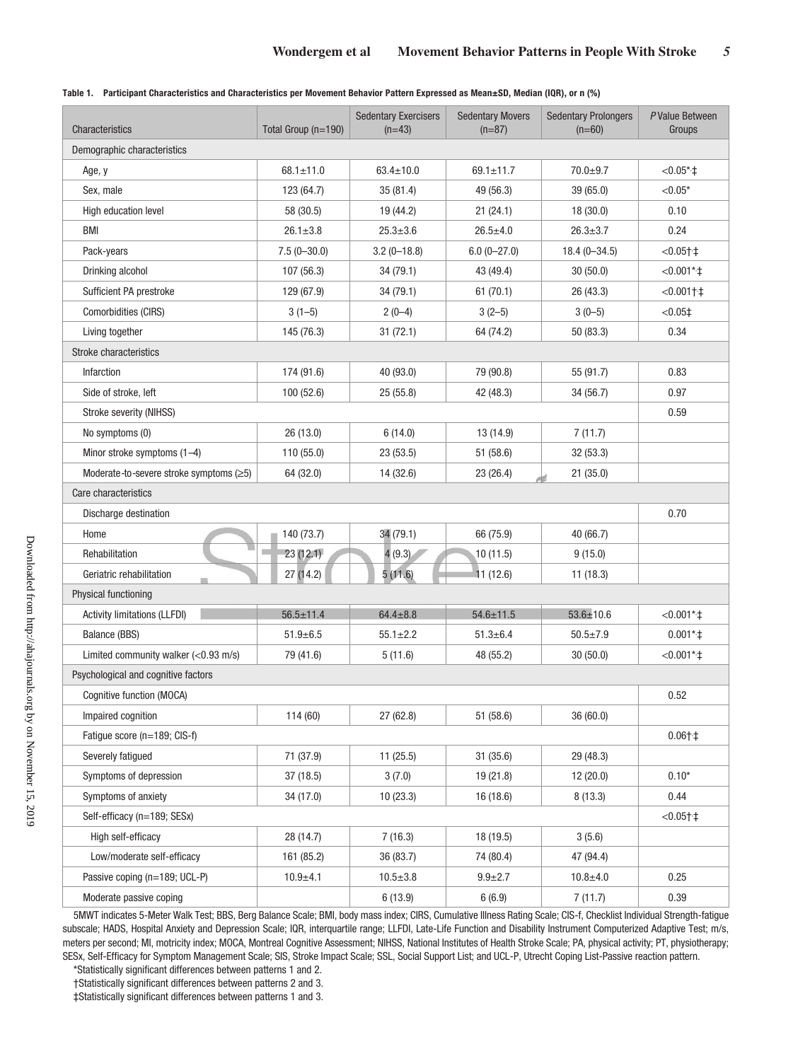**Table 1. Participant Characteristics and Characteristics per Movement Behavior Pattern Expressed as Mean±SD, Median (IQR), or n (%)**

| Characteristics | Total Group (n=190) | Sedentary Exercisers (n=43) | Sedentary Movers (n=87) | Sedentary Prolongers (n=60) | P Value Between Groups |
|---|---|---|---|---|---|
| Demographic characteristics | | | | | |
| Age, y | 68.1±11.0 | 63.4±10.0 | 69.1±11.7 | 70.0±9.7 | <0.05*‡ |
| Sex, male | 123 (64.7) | 35 (81.4) | 49 (56.3) | 39 (65.0) | <0.05* |
| High education level | 58 (30.5) | 19 (44.2) | 21 (24.1) | 18 (30.0) | 0.10 |
| BMI | 26.1±3.8 | 25.3±3.6 | 26.5±4.0 | 26.3±3.7 | 0.24 |
| Pack-years | 7.5 (0–30.0) | 3.2 (0–18.8) | 6.0 (0–27.0) | 18.4 (0–34.5) | <0.05†‡ |
| Drinking alcohol | 107 (56.3) | 34 (79.1) | 43 (49.4) | 30 (50.0) | <0.001*‡ |
| Sufficient PA prestroke | 129 (67.9) | 34 (79.1) | 61 (70.1) | 26 (43.3) | <0.001†‡ |
| Comorbidities (CIRS) | 3 (1–5) | 2 (0–4) | 3 (2–5) | 3 (0–5) | <0.05‡ |
| Living together | 145 (76.3) | 31 (72.1) | 64 (74.2) | 50 (83.3) | 0.34 |
| Stroke characteristics | | | | | |
| Infarction | 174 (91.6) | 40 (93.0) | 79 (90.8) | 55 (91.7) | 0.83 |
| Side of stroke, left | 100 (52.6) | 25 (55.8) | 42 (48.3) | 34 (56.7) | 0.97 |
| Stroke severity (NIHSS) | | | | | 0.59 |
| No symptoms (0) | 26 (13.0) | 6 (14.0) | 13 (14.9) | 7 (11.7) | |
| Minor stroke symptoms (1–4) | 110 (55.0) | 23 (53.5) | 51 (58.6) | 32 (53.3) | |
| Moderate-to-severe stroke symptoms (≥5) | 64 (32.0) | 14 (32.6) | 23 (26.4) | 21 (35.0) | |
| Care characteristics | | | | | |
| Discharge destination | | | | | 0.70 |
| Home | 140 (73.7) | 34 (79.1) | 66 (75.9) | 40 (66.7) | |
| Rehabilitation | 23 (12.1) | 4 (9.3) | 10 (11.5) | 9 (15.0) | |
| Geriatric rehabilitation | 27 (14.2) | 5 (11.6) | 11 (12.6) | 11 (18.3) | |
| Physical functioning | | | | | |
| Activity limitations (LLFDI) | 56.5±11.4 | 64.4±8.8 | 54.6±11.5 | 53.6±10.6 | <0.001*‡ |
| Balance (BBS) | 51.9±6.5 | 55.1±2.2 | 51.3±6.4 | 50.5±7.9 | 0.001*‡ |
| Limited community walker (<0.93 m/s) | 79 (41.6) | 5 (11.6) | 48 (55.2) | 30 (50.0) | <0.001*‡ |
| Psychological and cognitive factors | | | | | |
| Cognitive function (MOCA) | | | | | 0.52 |
| Impaired cognition | 114 (60) | 27 (62.8) | 51 (58.6) | 36 (60.0) | |
| Fatigue score (n=189; CIS-f) | | | | | 0.06†‡ |
| Severely fatigued | 71 (37.9) | 11 (25.5) | 31 (35.6) | 29 (48.3) | |
| Symptoms of depression | 37 (18.5) | 3 (7.0) | 19 (21.8) | 12 (20.0) | 0.10* |
| Symptoms of anxiety | 34 (17.0) | 10 (23.3) | 16 (18.6) | 8 (13.3) | 0.44 |
| Self-efficacy (n=189; SESx) | | | | | <0.05†‡ |
| High self-efficacy | 28 (14.7) | 7 (16.3) | 18 (19.5) | 3 (5.6) | |
| Low/moderate self-efficacy | 161 (85.2) | 36 (83.7) | 74 (80.4) | 47 (94.4) | |
| Passive coping (n=189; UCL-P) | 10.9±4.1 | 10.5±3.8 | 9.9±2.7 | 10.8±4.0 | 0.25 |
| Moderate passive coping | | 6 (13.9) | 6 (6.9) | 7 (11.7) | 0.39 |

5MWT indicates 5-Meter Walk Test; BBS, Berg Balance Scale; BMI, body mass index; CIRS, Cumulative Illness Rating Scale; CIS-f, Checklist Individual Strength-fatigue subscale; HADS, Hospital Anxiety and Depression Scale; IQR, interquartile range; LLFDI, Late-Life Function and Disability Instrument Computerized Adaptive Test; m/s, meters per second; MI, motricity index; MOCA, Montreal Cognitive Assessment; NIHSS, National Institutes of Health Stroke Scale; PA, physical activity; PT, physiotherapy; SESx, Self-Efficacy for Symptom Management Scale; SIS, Stroke Impact Scale; SSL, Social Support List; and UCL-P, Utrecht Coping List-Passive reaction pattern.

*Statistically significant differences between patterns 1 and 2.

†Statistically significant differences between patterns 2 and 3.

‡Statistically significant differences between patterns 1 and 3.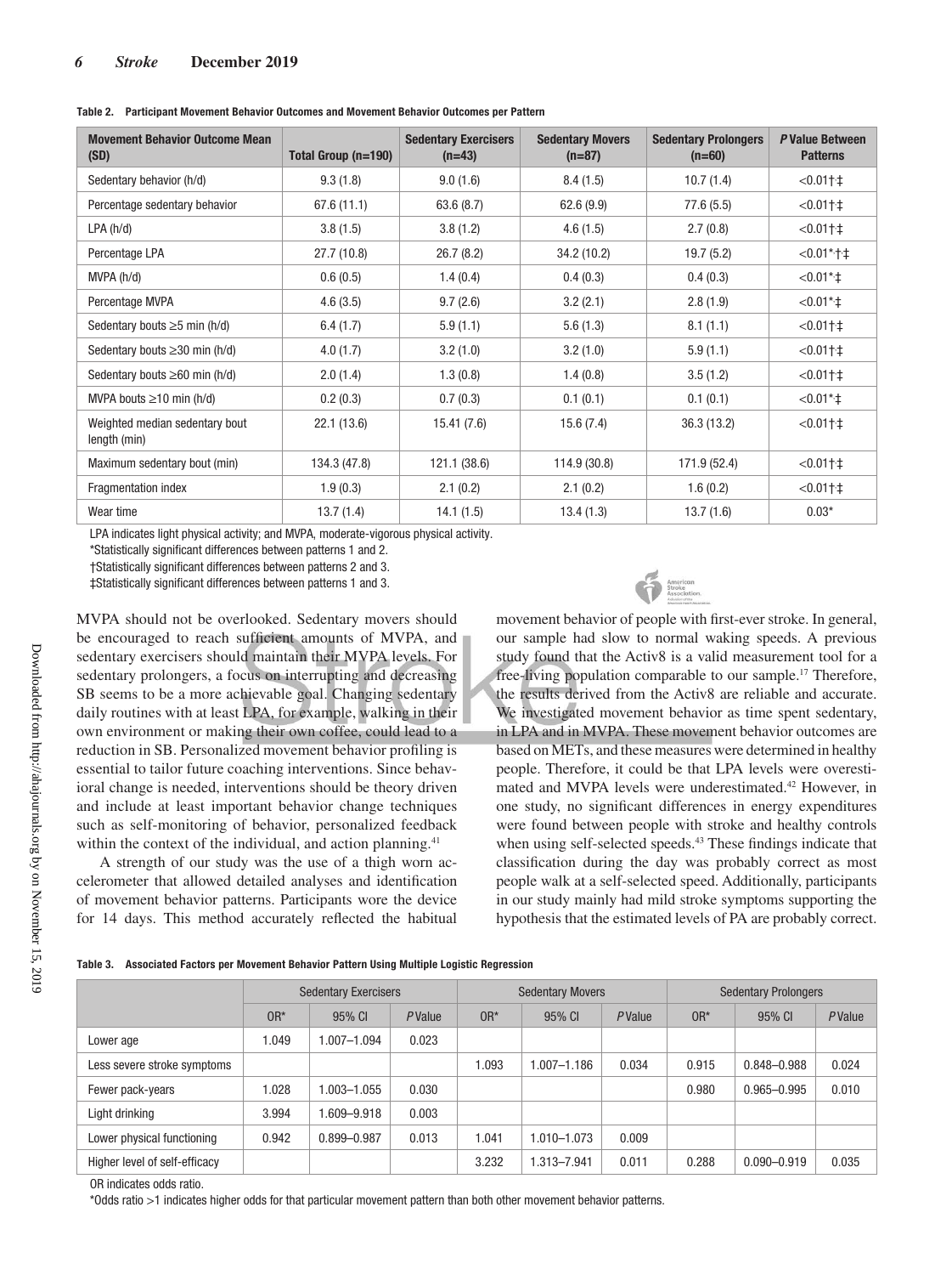**Table 2. Participant Movement Behavior Outcomes and Movement Behavior Outcomes per Pattern**

| Movement Behavior Outcome Mean (SD) | Total Group (n=190) | Sedentary Exercisers (n=43) | Sedentary Movers (n=87) | Sedentary Prolongers (n=60) | *P* Value Between Patterns |
|---|---|---|---|---|---|
| Sedentary behavior (h/d) | 9.3 (1.8) | 9.0 (1.6) | 8.4 (1.5) | 10.7 (1.4) | <0.01†‡ |
| Percentage sedentary behavior | 67.6 (11.1) | 63.6 (8.7) | 62.6 (9.9) | 77.6 (5.5) | <0.01†‡ |
| LPA (h/d) | 3.8 (1.5) | 3.8 (1.2) | 4.6 (1.5) | 2.7 (0.8) | <0.01†‡ |
| Percentage LPA | 27.7 (10.8) | 26.7 (8.2) | 34.2 (10.2) | 19.7 (5.2) | <0.01*†‡ |
| MVPA (h/d) | 0.6 (0.5) | 1.4 (0.4) | 0.4 (0.3) | 0.4 (0.3) | <0.01*‡ |
| Percentage MVPA | 4.6 (3.5) | 9.7 (2.6) | 3.2 (2.1) | 2.8 (1.9) | <0.01*‡ |
| Sedentary bouts ≥5 min (h/d) | 6.4 (1.7) | 5.9 (1.1) | 5.6 (1.3) | 8.1 (1.1) | <0.01†‡ |
| Sedentary bouts ≥30 min (h/d) | 4.0 (1.7) | 3.2 (1.0) | 3.2 (1.0) | 5.9 (1.1) | <0.01†‡ |
| Sedentary bouts ≥60 min (h/d) | 2.0 (1.4) | 1.3 (0.8) | 1.4 (0.8) | 3.5 (1.2) | <0.01†‡ |
| MVPA bouts ≥10 min (h/d) | 0.2 (0.3) | 0.7 (0.3) | 0.1 (0.1) | 0.1 (0.1) | <0.01*‡ |
| Weighted median sedentary bout length (min) | 22.1 (13.6) | 15.41 (7.6) | 15.6 (7.4) | 36.3 (13.2) | <0.01†‡ |
| Maximum sedentary bout (min) | 134.3 (47.8) | 121.1 (38.6) | 114.9 (30.8) | 171.9 (52.4) | <0.01†‡ |
| Fragmentation index | 1.9 (0.3) | 2.1 (0.2) | 2.1 (0.2) | 1.6 (0.2) | <0.01†‡ |
| Wear time | 13.7 (1.4) | 14.1 (1.5) | 13.4 (1.3) | 13.7 (1.6) | 0.03* |

LPA indicates light physical activity; and MVPA, moderate-vigorous physical activity.
*Statistically significant differences between patterns 1 and 2.
†Statistically significant differences between patterns 2 and 3.
‡Statistically significant differences between patterns 1 and 3.

MVPA should not be overlooked. Sedentary movers should be encouraged to reach sufficient amounts of MVPA, and sedentary exercisers should maintain their MVPA levels. For sedentary prolongers, a focus on interrupting and decreasing SB seems to be a more achievable goal. Changing sedentary daily routines with at least LPA, for example, walking in their own environment or making their own coffee, could lead to a reduction in SB. Personalized movement behavior profiling is essential to tailor future coaching interventions. Since behavioral change is needed, interventions should be theory driven and include at least important behavior change techniques such as self-monitoring of behavior, personalized feedback within the context of the individual, and action planning.[41]

A strength of our study was the use of a thigh worn accelerometer that allowed detailed analyses and identification of movement behavior patterns. Participants wore the device for 14 days. This method accurately reflected the habitual movement behavior of people with first-ever stroke. In general, our sample had slow to normal waking speeds. A previous study found that the Activ8 is a valid measurement tool for a free-living population comparable to our sample.[17] Therefore, the results derived from the Activ8 are reliable and accurate. We investigated movement behavior as time spent sedentary, in LPA and in MVPA. These movement behavior outcomes are based on METs, and these measures were determined in healthy people. Therefore, it could be that LPA levels were overestimated and MVPA levels were underestimated.[42] However, in one study, no significant differences in energy expenditures were found between people with stroke and healthy controls when using self-selected speeds.[43] These findings indicate that classification during the day was probably correct as most people walk at a self-selected speed. Additionally, participants in our study mainly had mild stroke symptoms supporting the hypothesis that the estimated levels of PA are probably correct.

**Table 3. Associated Factors per Movement Behavior Pattern Using Multiple Logistic Regression**

| | Sedentary Exercisers | | | Sedentary Movers | | | Sedentary Prolongers | | |
|---|---|---|---|---|---|---|---|---|---|
| | OR* | 95% CI | *P* Value | OR* | 95% CI | *P* Value | OR* | 95% CI | *P* Value |
| Lower age | 1.049 | 1.007–1.094 | 0.023 | | | | | | |
| Less severe stroke symptoms | | | | 1.093 | 1.007–1.186 | 0.034 | 0.915 | 0.848–0.988 | 0.024 |
| Fewer pack-years | 1.028 | 1.003–1.055 | 0.030 | | | | 0.980 | 0.965–0.995 | 0.010 |
| Light drinking | 3.994 | 1.609–9.918 | 0.003 | | | | | | |
| Lower physical functioning | 0.942 | 0.899–0.987 | 0.013 | 1.041 | 1.010–1.073 | 0.009 | | | |
| Higher level of self-efficacy | | | | 3.232 | 1.313–7.941 | 0.011 | 0.288 | 0.090–0.919 | 0.035 |

OR indicates odds ratio.
*Odds ratio >1 indicates higher odds for that particular movement pattern than both other movement behavior patterns.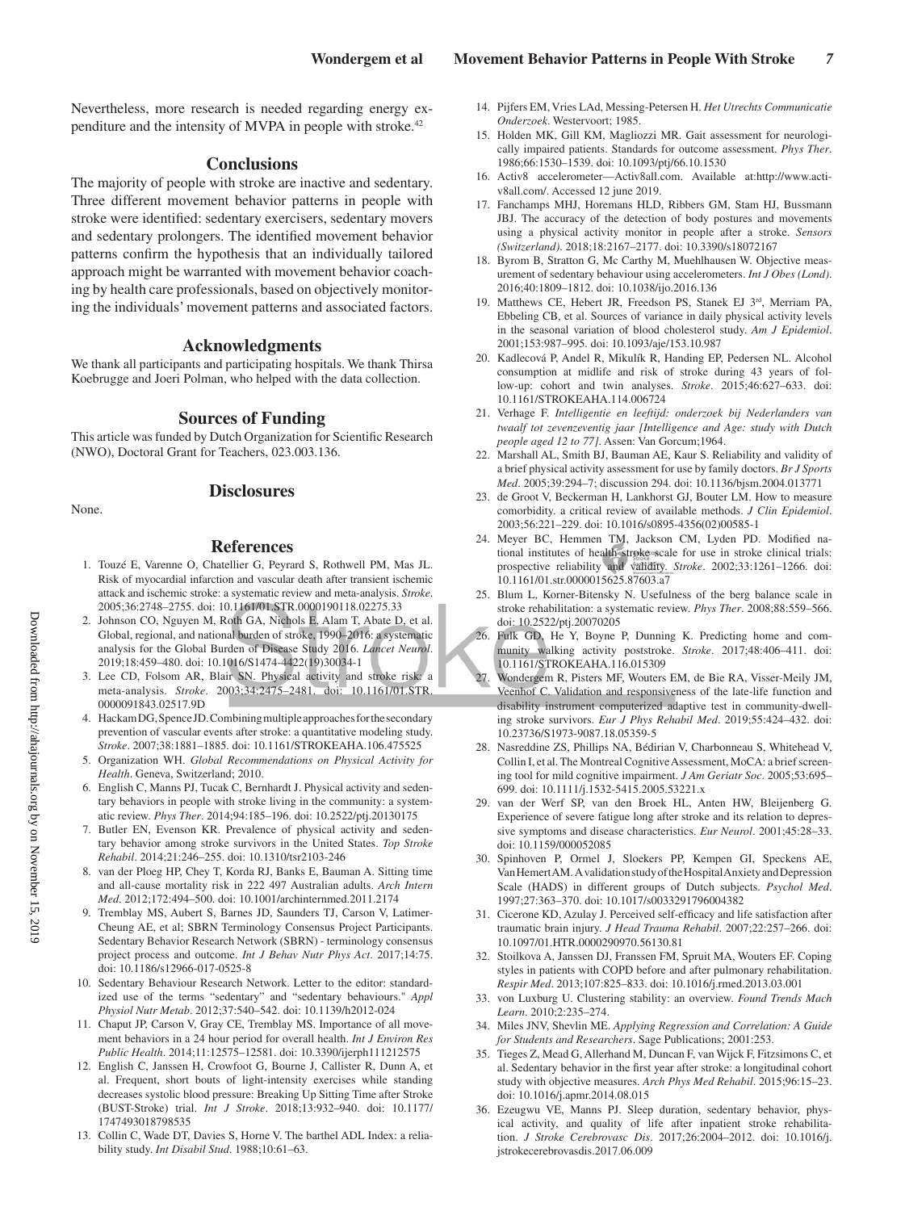Nevertheless, more research is needed regarding energy expenditure and the intensity of MVPA in people with stroke.[42]

## Conclusions

The majority of people with stroke are inactive and sedentary. Three different movement behavior patterns in people with stroke were identified: sedentary exercisers, sedentary movers and sedentary prolongers. The identified movement behavior patterns confirm the hypothesis that an individually tailored approach might be warranted with movement behavior coaching by health care professionals, based on objectively monitoring the individuals' movement patterns and associated factors.

## Acknowledgments

We thank all participants and participating hospitals. We thank Thirsa Koebrugge and Joeri Polman, who helped with the data collection.

## Sources of Funding

This article was funded by Dutch Organization for Scientific Research (NWO), Doctoral Grant for Teachers, 023.003.136.

## Disclosures

None.

## References

1. Touzé E, Varenne O, Chatellier G, Peyrard S, Rothwell PM, Mas JL. Risk of myocardial infarction and vascular death after transient ischemic attack and ischemic stroke: a systematic review and meta-analysis. *Stroke*. 2005;36:2748–2755. doi: 10.1161/01.STR.0000190118.02275.33
2. Johnson CO, Nguyen M, Roth GA, Nichols E, Alam T, Abate D, et al. Global, regional, and national burden of stroke, 1990–2016: a systematic analysis for the Global Burden of Disease Study 2016. *Lancet Neurol*. 2019;18:459–480. doi: 10.1016/S1474-4422(19)30034-1
3. Lee CD, Folsom AR, Blair SN. Physical activity and stroke risk: a meta-analysis. *Stroke*. 2003;34:2475–2481. doi: 10.1161/01.STR.0000091843.02517.9D
4. Hackam DG, Spence JD. Combining multiple approaches for the secondary prevention of vascular events after stroke: a quantitative modeling study. *Stroke*. 2007;38:1881–1885. doi: 10.1161/STROKEAHA.106.475525
5. Organization WH. *Global Recommendations on Physical Activity for Health*. Geneva, Switzerland; 2010.
6. English C, Manns PJ, Tucak C, Bernhardt J. Physical activity and sedentary behaviors in people with stroke living in the community: a systematic review. *Phys Ther*. 2014;94:185–196. doi: 10.2522/ptj.20130175
7. Butler EN, Evenson KR. Prevalence of physical activity and sedentary behavior among stroke survivors in the United States. *Top Stroke Rehabil*. 2014;21:246–255. doi: 10.1310/tsr2103-246
8. van der Ploeg HP, Chey T, Korda RJ, Banks E, Bauman A. Sitting time and all-cause mortality risk in 222 497 Australian adults. *Arch Intern Med*. 2012;172:494–500. doi: 10.1001/archinternmed.2011.2174
9. Tremblay MS, Aubert S, Barnes JD, Saunders TJ, Carson V, Latimer-Cheung AE, et al; SBRN Terminology Consensus Project Participants. Sedentary Behavior Research Network (SBRN) - terminology consensus project process and outcome. *Int J Behav Nutr Phys Act*. 2017;14:75. doi: 10.1186/s12966-017-0525-8
10. Sedentary Behaviour Research Network. Letter to the editor: standardized use of the terms "sedentary" and "sedentary behaviours." *Appl Physiol Nutr Metab*. 2012;37:540–542. doi: 10.1139/h2012-024
11. Chaput JP, Carson V, Gray CE, Tremblay MS. Importance of all movement behaviors in a 24 hour period for overall health. *Int J Environ Res Public Health*. 2014;11:12575–12581. doi: 10.3390/ijerph111212575
12. English C, Janssen H, Crowfoot G, Bourne J, Callister R, Dunn A, et al. Frequent, short bouts of light-intensity exercises while standing decreases systolic blood pressure: Breaking Up Sitting Time after Stroke (BUST-Stroke) trial. *Int J Stroke*. 2018;13:932–940. doi: 10.1177/1747493018798535
13. Collin C, Wade DT, Davies S, Horne V. The barthel ADL Index: a reliability study. *Int Disabil Stud*. 1988;10:61–63.
14. Pijfers EM, Vries LAd, Messing-Petersen H. *Het Utrechts Communicatie Onderzoek*. Westervoort; 1985.
15. Holden MK, Gill KM, Magliozzi MR. Gait assessment for neurologically impaired patients. Standards for outcome assessment. *Phys Ther*. 1986;66:1530–1539. doi: 10.1093/ptj/66.10.1530
16. Activ8 accelerometer—Activ8all.com. Available at:http://www.activ8all.com/. Accessed 12 june 2019.
17. Fanchamps MHJ, Horemans HLD, Ribbers GM, Stam HJ, Bussmann JBJ. The accuracy of the detection of body postures and movements using a physical activity monitor in people after a stroke. *Sensors (Switzerland)*. 2018;18:2167–2177. doi: 10.3390/s18072167
18. Byrom B, Stratton G, Mc Carthy M, Muehlhausen W. Objective measurement of sedentary behaviour using accelerometers. *Int J Obes (Lond)*. 2016;40:1809–1812. doi: 10.1038/ijo.2016.136
19. Matthews CE, Hebert JR, Freedson PS, Stanek EJ 3rd, Merriam PA, Ebbeling CB, et al. Sources of variance in daily physical activity levels in the seasonal variation of blood cholesterol study. *Am J Epidemiol*. 2001;153:987–995. doi: 10.1093/aje/153.10.987
20. Kadlecová P, Andel R, Mikulík R, Handing EP, Pedersen NL. Alcohol consumption at midlife and risk of stroke during 43 years of follow-up: cohort and twin analyses. *Stroke*. 2015;46:627–633. doi: 10.1161/STROKEAHA.114.006724
21. Verhage F. *Intelligentie en leeftijd: onderzoek bij Nederlanders van twaalf tot zevenzeventig jaar [Intelligence and Age: study with Dutch people aged 12 to 77]*. Assen: Van Gorcum;1964.
22. Marshall AL, Smith BJ, Bauman AE, Kaur S. Reliability and validity of a brief physical activity assessment for use by family doctors. *Br J Sports Med*. 2005;39:294–7; discussion 294. doi: 10.1136/bjsm.2004.013771
23. de Groot V, Beckerman H, Lankhorst GJ, Bouter LM. How to measure comorbidity. a critical review of available methods. *J Clin Epidemiol*. 2003;56:221–229. doi: 10.1016/s0895-4356(02)00585-1
24. Meyer BC, Hemmen TM, Jackson CM, Lyden PD. Modified national institutes of health stroke scale for use in stroke clinical trials: prospective reliability and validity. *Stroke*. 2002;33:1261–1266. doi: 10.1161/01.str.0000015625.87603.a7
25. Blum L, Korner-Bitensky N. Usefulness of the berg balance scale in stroke rehabilitation: a systematic review. *Phys Ther*. 2008;88:559–566. doi: 10.2522/ptj.20070205
26. Fulk GD, He Y, Boyne P, Dunning K. Predicting home and community walking activity poststroke. *Stroke*. 2017;48:406–411. doi: 10.1161/STROKEAHA.116.015309
27. Wondergem R, Pisters MF, Wouters EM, de Bie RA, Visser-Meily JM, Veenhof C. Validation and responsiveness of the late-life function and disability instrument computerized adaptive test in community-dwelling stroke survivors. *Eur J Phys Rehabil Med*. 2019;55:424–432. doi: 10.23736/S1973-9087.18.05359-5
28. Nasreddine ZS, Phillips NA, Bédirian V, Charbonneau S, Whitehead V, Collin I, et al. The Montreal Cognitive Assessment, MoCA: a brief screening tool for mild cognitive impairment. *J Am Geriatr Soc*. 2005;53:695–699. doi: 10.1111/j.1532-5415.2005.53221.x
29. van der Werf SP, van den Broek HL, Anten HW, Bleijenberg G. Experience of severe fatigue long after stroke and its relation to depressive symptoms and disease characteristics. *Eur Neurol*. 2001;45:28–33. doi: 10.1159/000052085
30. Spinhoven P, Ormel J, Sloekers PP, Kempen GI, Speckens AE, Van Hemert AM. A validation study of the Hospital Anxiety and Depression Scale (HADS) in different groups of Dutch subjects. *Psychol Med*. 1997;27:363–370. doi: 10.1017/s0033291796004382
31. Cicerone KD, Azulay J. Perceived self-efficacy and life satisfaction after traumatic brain injury. *J Head Trauma Rehabil*. 2007;22:257–266. doi: 10.1097/01.HTR.0000290970.56130.81
32. Stoilkova A, Janssen DJ, Franssen FM, Spruit MA, Wouters EF. Coping styles in patients with COPD before and after pulmonary rehabilitation. *Respir Med*. 2013;107:825–833. doi: 10.1016/j.rmed.2013.03.001
33. von Luxburg U. Clustering stability: an overview. *Found Trends Mach Learn*. 2010;2:235–274.
34. Miles JNV, Shevlin ME. *Applying Regression and Correlation: A Guide for Students and Researchers*. Sage Publications; 2001:253.
35. Tieges Z, Mead G, Allerhand M, Duncan F, van Wijck F, Fitzsimons C, et al. Sedentary behavior in the first year after stroke: a longitudinal cohort study with objective measures. *Arch Phys Med Rehabil*. 2015;96:15–23. doi: 10.1016/j.apmr.2014.08.015
36. Ezeugwu VE, Manns PJ. Sleep duration, sedentary behavior, physical activity, and quality of life after inpatient stroke rehabilitation. *J Stroke Cerebrovasc Dis*. 2017;26:2004–2012. doi: 10.1016/j.jstrokecerebrovasdis.2017.06.009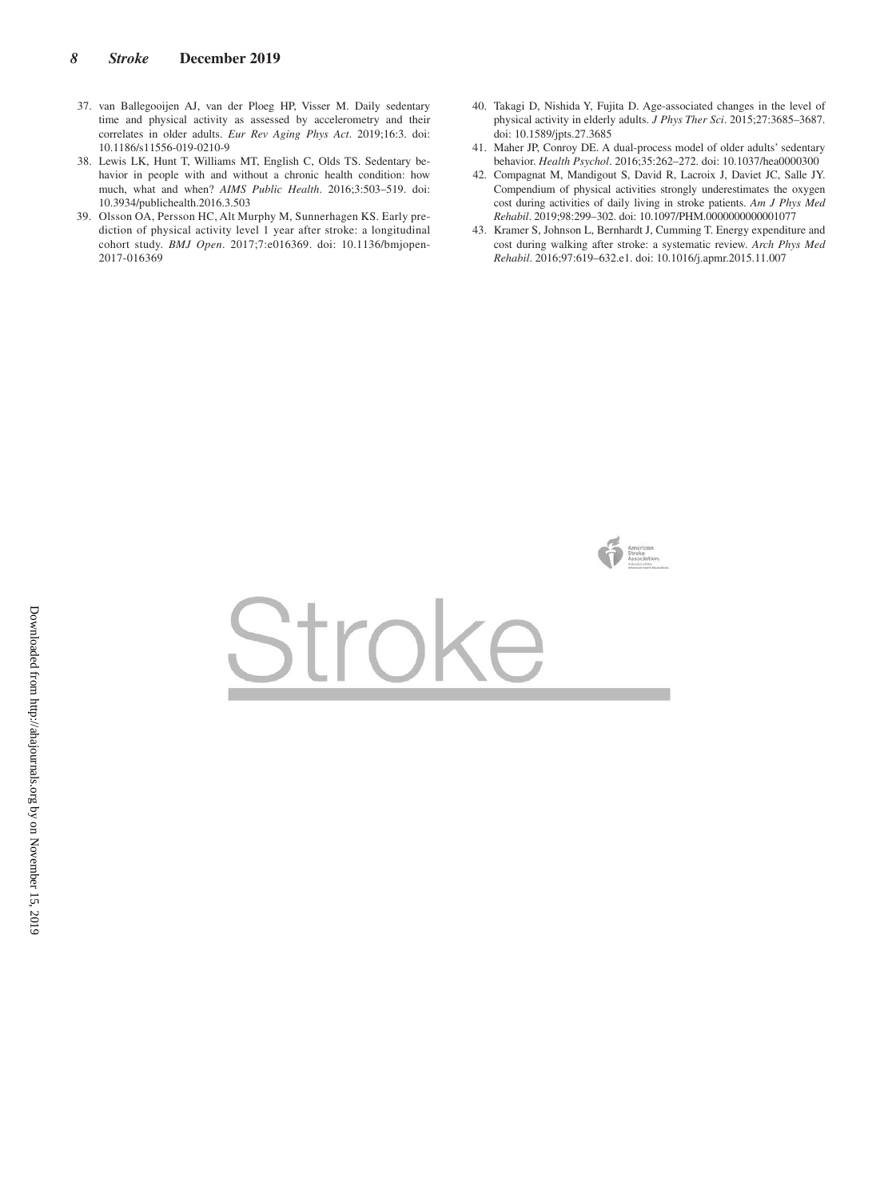37. van Ballegooijen AJ, van der Ploeg HP, Visser M. Daily sedentary time and physical activity as assessed by accelerometry and their correlates in older adults. *Eur Rev Aging Phys Act*. 2019;16:3. doi: 10.1186/s11556-019-0210-9
38. Lewis LK, Hunt T, Williams MT, English C, Olds TS. Sedentary behavior in people with and without a chronic health condition: how much, what and when? *AIMS Public Health*. 2016;3:503–519. doi: 10.3934/publichealth.2016.3.503
39. Olsson OA, Persson HC, Alt Murphy M, Sunnerhagen KS. Early prediction of physical activity level 1 year after stroke: a longitudinal cohort study. *BMJ Open*. 2017;7:e016369. doi: 10.1136/bmjopen-2017-016369
40. Takagi D, Nishida Y, Fujita D. Age-associated changes in the level of physical activity in elderly adults. *J Phys Ther Sci*. 2015;27:3685–3687. doi: 10.1589/jpts.27.3685
41. Maher JP, Conroy DE. A dual-process model of older adults' sedentary behavior. *Health Psychol*. 2016;35:262–272. doi: 10.1037/hea0000300
42. Compagnat M, Mandigout S, David R, Lacroix J, Daviet JC, Salle JY. Compendium of physical activities strongly underestimates the oxygen cost during activities of daily living in stroke patients. *Am J Phys Med Rehabil*. 2019;98:299–302. doi: 10.1097/PHM.0000000000001077
43. Kramer S, Johnson L, Bernhardt J, Cumming T. Energy expenditure and cost during walking after stroke: a systematic review. *Arch Phys Med Rehabil*. 2016;97:619–632.e1. doi: 10.1016/j.apmr.2015.11.007